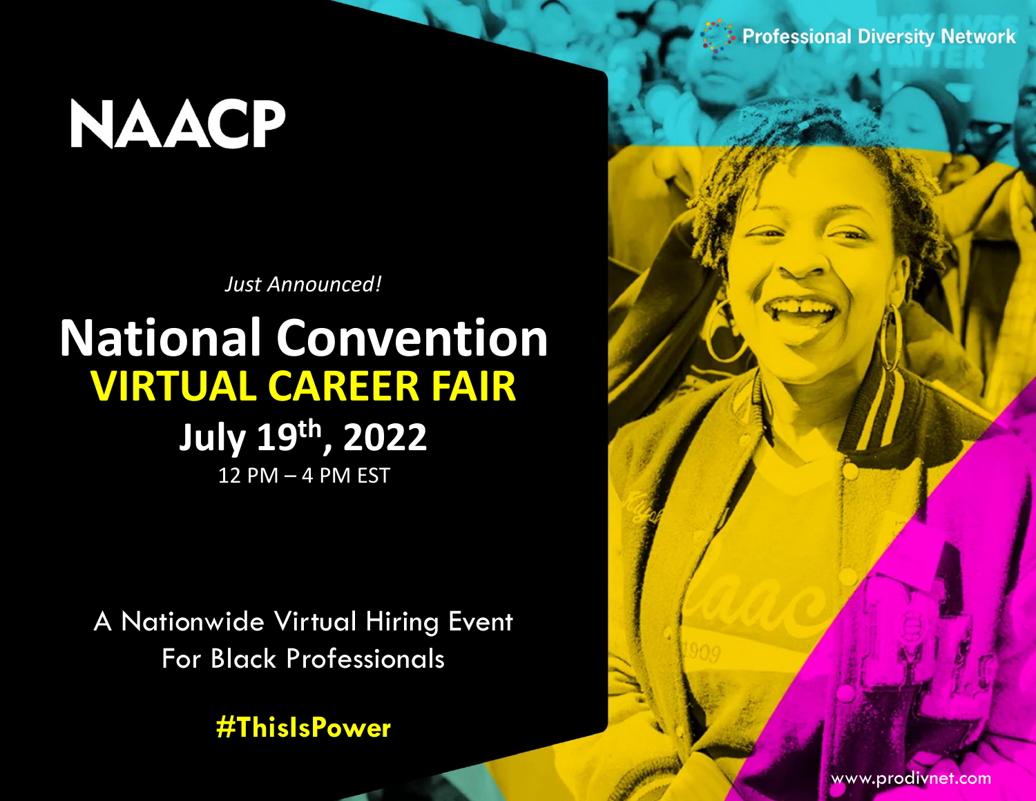Professional Diversity Network

# NAACP

*Just Announced!*

## National Convention
## VIRTUAL CAREER FAIR

**July 19th, 2022**

12 PM – 4 PM EST

A Nationwide Virtual Hiring Event
For Black Professionals

**#ThisIsPower**

www.prodivnet.com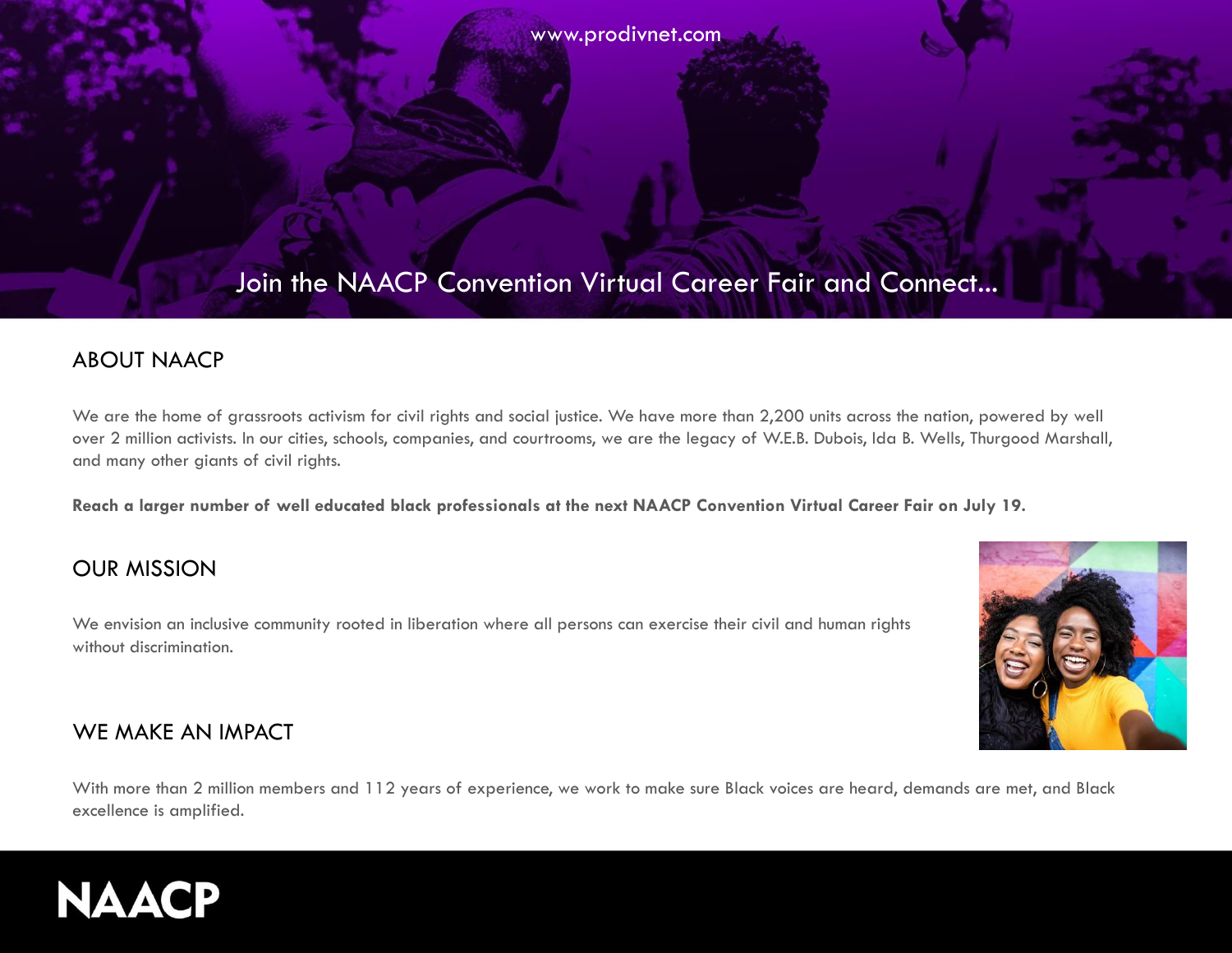www.prodivnet.com

Join the NAACP Convention Virtual Career Fair and Connect...

## ABOUT NAACP

We are the home of grassroots activism for civil rights and social justice. We have more than 2,200 units across the nation, powered by well over 2 million activists. In our cities, schools, companies, and courtrooms, we are the legacy of W.E.B. Dubois, Ida B. Wells, Thurgood Marshall, and many other giants of civil rights.

**Reach a larger number of well educated black professionals at the next NAACP Convention Virtual Career Fair on July 19.**

## OUR MISSION

We envision an inclusive community rooted in liberation where all persons can exercise their civil and human rights without discrimination.

## WE MAKE AN IMPACT

With more than 2 million members and 112 years of experience, we work to make sure Black voices are heard, demands are met, and Black excellence is amplified.

NAACP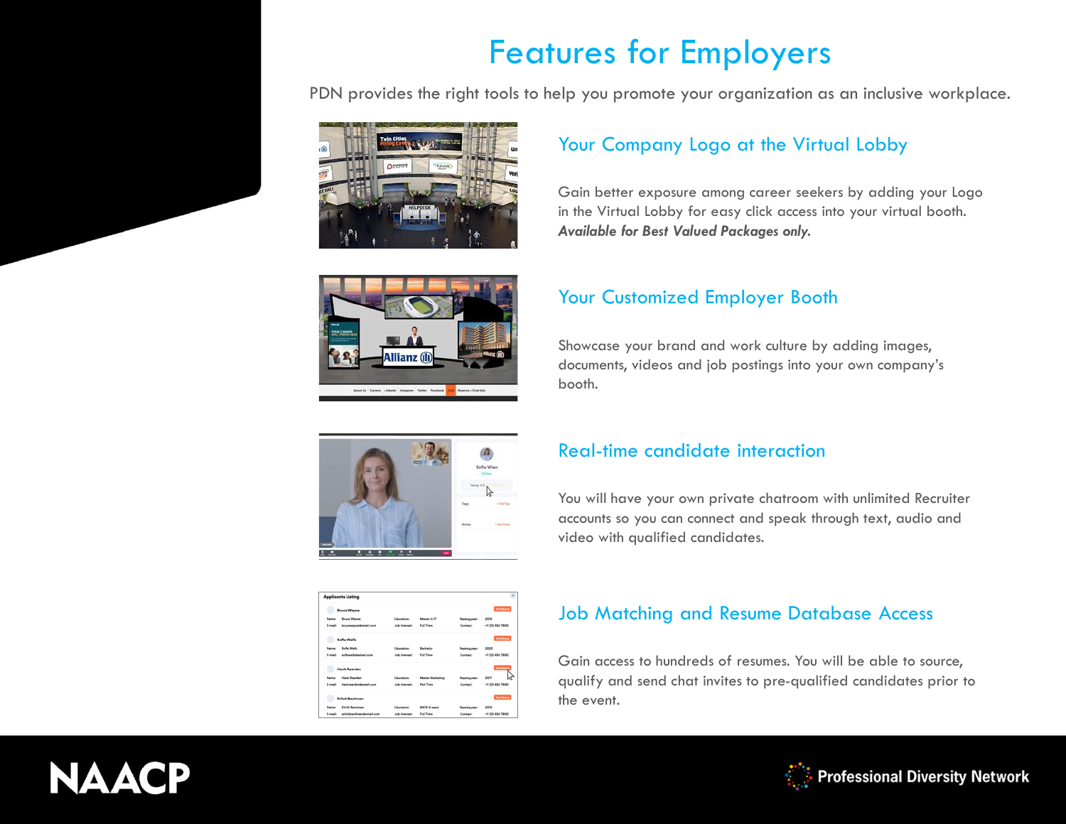# Features for Employers

PDN provides the right tools to help you promote your organization as an inclusive workplace.

## Your Company Logo at the Virtual Lobby

Gain better exposure among career seekers by adding your Logo in the Virtual Lobby for easy click access into your virtual booth. ***Available for Best Valued Packages only.***

## Your Customized Employer Booth

Showcase your brand and work culture by adding images, documents, videos and job postings into your own company's booth.

## Real-time candidate interaction

You will have your own private chatroom with unlimited Recruiter accounts so you can connect and speak through text, audio and video with qualified candidates.

## Job Matching and Resume Database Access

Gain access to hundreds of resumes. You will be able to source, qualify and send chat invites to pre-qualified candidates prior to the event.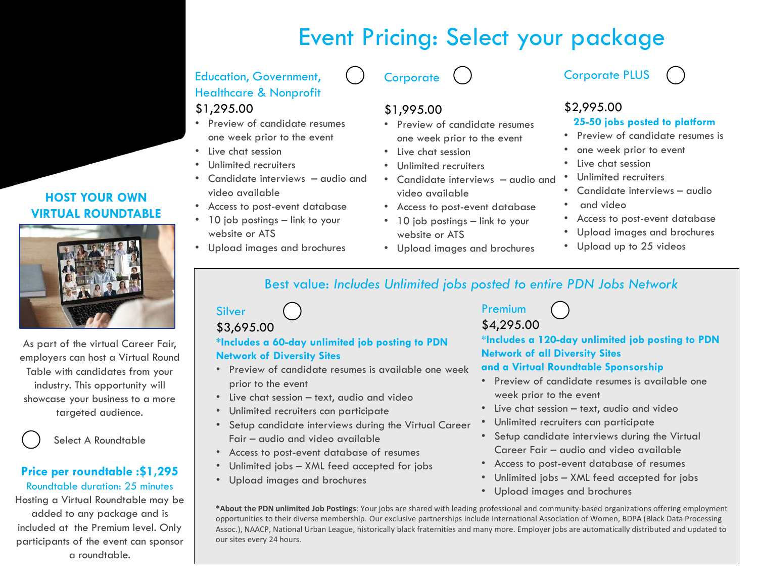# Event Pricing: Select your package

## Education, Government, Healthcare & Nonprofit

$1,295.00

- Preview of candidate resumes one week prior to the event
- Live chat session
- Unlimited recruiters
- Candidate interviews – audio and video available
- Access to post-event database
- 10 job postings – link to your website or ATS
- Upload images and brochures

## Corporate

$1,995.00

- Preview of candidate resumes one week prior to the event
- Live chat session
- Unlimited recruiters
- Candidate interviews – audio and video available
- Access to post-event database
- 10 job postings – link to your website or ATS
- Upload images and brochures

## Corporate PLUS

$2,995.00

**25-50 jobs posted to platform**

- Preview of candidate resumes is
- one week prior to event
- Live chat session
- Unlimited recruiters
- Candidate interviews – audio
- and video
- Access to post-event database
- Upload images and brochures
- Upload up to 25 videos

## Best value: *Includes Unlimited jobs posted to entire PDN Jobs Network*

### Silver

$3,695.00

**\*Includes a 60-day unlimited job posting to PDN Network of Diversity Sites**

- Preview of candidate resumes is available one week prior to the event
- Live chat session – text, audio and video
- Unlimited recruiters can participate
- Setup candidate interviews during the Virtual Career Fair – audio and video available
- Access to post-event database of resumes
- Unlimited jobs – XML feed accepted for jobs
- Upload images and brochures

### Premium

$4,295.00

**\*Includes a 120-day unlimited job posting to PDN Network of all Diversity Sites and a Virtual Roundtable Sponsorship**

- Preview of candidate resumes is available one week prior to the event
- Live chat session – text, audio and video
- Unlimited recruiters can participate
- Setup candidate interviews during the Virtual Career Fair – audio and video available
- Access to post-event database of resumes
- Unlimited jobs – XML feed accepted for jobs
- Upload images and brochures

**\*About the PDN unlimited Job Postings**: Your jobs are shared with leading professional and community-based organizations offering employment opportunities to their diverse membership. Our exclusive partnerships include International Association of Women, BDPA (Black Data Processing Assoc.), NAACP, National Urban League, historically black fraternities and many more. Employer jobs are automatically distributed and updated to our sites every 24 hours.

## HOST YOUR OWN VIRTUAL ROUNDTABLE

As part of the virtual Career Fair, employers can host a Virtual Round Table with candidates from your industry. This opportunity will showcase your business to a more targeted audience.

Select A Roundtable

**Price per roundtable :$1,295**

Roundtable duration: 25 minutes

Hosting a Virtual Roundtable may be added to any package and is included at the Premium level. Only participants of the event can sponsor a roundtable.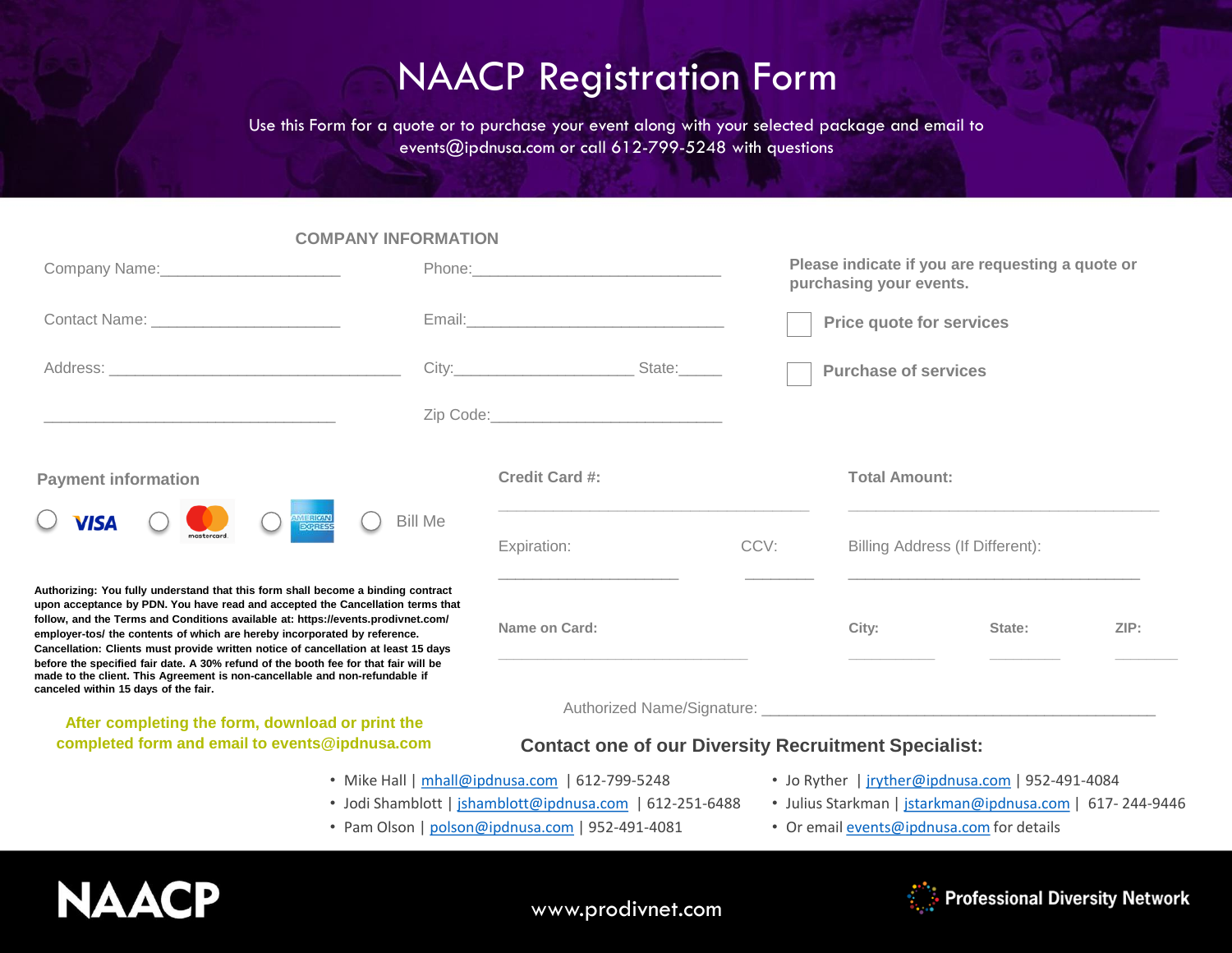# NAACP Registration Form

Use this Form for a quote or to purchase your event along with your selected package and email to events@ipdnusa.com or call 612-799-5248 with questions

## COMPANY INFORMATION

Company Name:_____________________

Contact Name: _____________________

Address: ________________________________

________________________________

Phone:___________________________

Email:____________________________

City:____________________ State:_____

Zip Code:_________________________

**Please indicate if you are requesting a quote or purchasing your events.**

☐ **Price quote for services**

☐ **Purchase of services**

## Payment information

○ VISA ○ mastercard ○ AMERICAN EXPRESS ○ Bill Me

**Credit Card #:** ________________________________

**Total Amount:** ________________________________

Expiration: ____________________ CCV: ________

Billing Address (If Different): ________________________________

**Name on Card:** ____________________________

**City:** __________ **State:** ________ **ZIP:** ________

**Authorizing: You fully understand that this form shall become a binding contract upon acceptance by PDN. You have read and accepted the Cancellation terms that follow, and the Terms and Conditions available at: https://events.prodivnet.com/employer-tos/ the contents of which are hereby incorporated by reference. Cancellation: Clients must provide written notice of cancellation at least 15 days before the specified fair date. A 30% refund of the booth fee for that fair will be made to the client. This Agreement is non-cancellable and non-refundable if canceled within 15 days of the fair.**

Authorized Name/Signature: ____________________________________________

**After completing the form, download or print the completed form and email to events@ipdnusa.com**

### Contact one of our Diversity Recruitment Specialist:

- Mike Hall | mhall@ipdnusa.com | 612-799-5248
- Jodi Shamblott | jshamblott@ipdnusa.com | 612-251-6488
- Pam Olson | polson@ipdnusa.com | 952-491-4081
- Jo Ryther | jryther@ipdnusa.com | 952-491-4084
- Julius Starkman | jstarkman@ipdnusa.com | 617- 244-9446
- Or email events@ipdnusa.com for details

NAACP

www.prodivnet.com

Professional Diversity Network